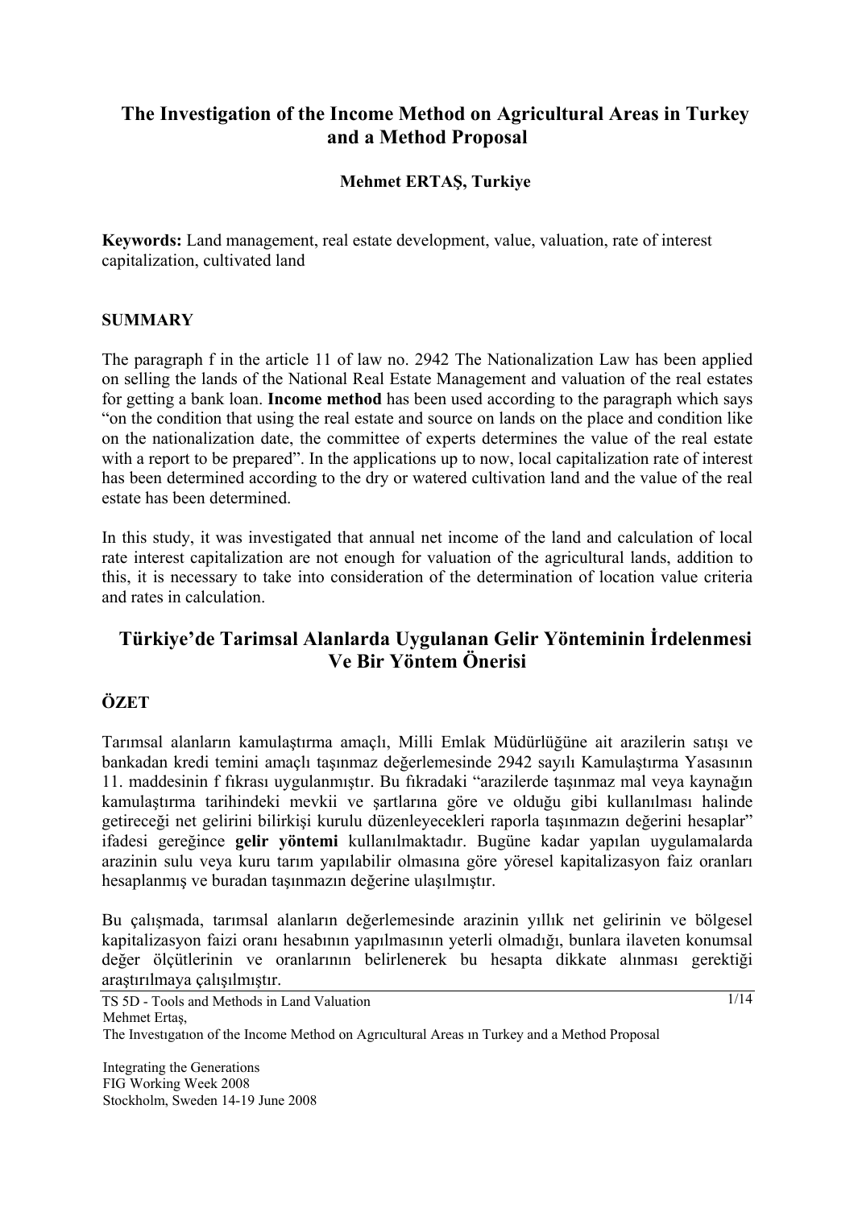# The Investigation of the Income Method on Agricultural Areas in Turkey and a Method Proposal

**Mehmet ERTAŞ, Turkiye**

**Keywords:** Land management, real estate development, value, valuation, rate of interest capitalization, cultivated land

## SUMMARY

The paragraph f in the article 11 of law no. 2942 The Nationalization Law has been applied on selling the lands of the National Real Estate Management and valuation of the real estates for getting a bank loan. **Income method** has been used according to the paragraph which says "on the condition that using the real estate and source on lands on the place and condition like on the nationalization date, the committee of experts determines the value of the real estate with a report to be prepared". In the applications up to now, local capitalization rate of interest has been determined according to the dry or watered cultivation land and the value of the real estate has been determined.

In this study, it was investigated that annual net income of the land and calculation of local rate interest capitalization are not enough for valuation of the agricultural lands, addition to this, it is necessary to take into consideration of the determination of location value criteria and rates in calculation.

# Türkiye'de Tarimsal Alanlarda Uygulanan Gelir Yönteminin İrdelenmesi Ve Bir Yöntem Önerisi

## ÖZET

Tarımsal alanların kamulaştırma amaçlı, Milli Emlak Müdürlüğüne ait arazilerin satışı ve bankadan kredi temini amaçlı taşınmaz değerlemesinde 2942 sayılı Kamulaştırma Yasasının 11. maddesinin f fıkrası uygulanmıştır. Bu fıkradaki "arazilerde taşınmaz mal veya kaynağın kamulaştırma tarihindeki mevkii ve şartlarına göre ve olduğu gibi kullanılması halinde getireceği net gelirini bilirkişi kurulu düzenleyecekleri raporla taşınmazın değerini hesaplar" ifadesi gereğince **gelir yöntemi** kullanılmaktadır. Bugüne kadar yapılan uygulamalarda arazinin sulu veya kuru tarım yapılabilir olmasına göre yöresel kapitalizasyon faiz oranları hesaplanmış ve buradan taşınmazın değerine ulaşılmıştır.

Bu çalışmada, tarımsal alanların değerlemesinde arazinin yıllık net gelirinin ve bölgesel kapitalizasyon faizi oranı hesabının yapılmasının yeterli olmadığı, bunlara ilaveten konumsal değer ölçütlerinin ve oranlarının belirlenerek bu hesapta dikkate alınması gerektiği araştırılmaya çalışılmıştır.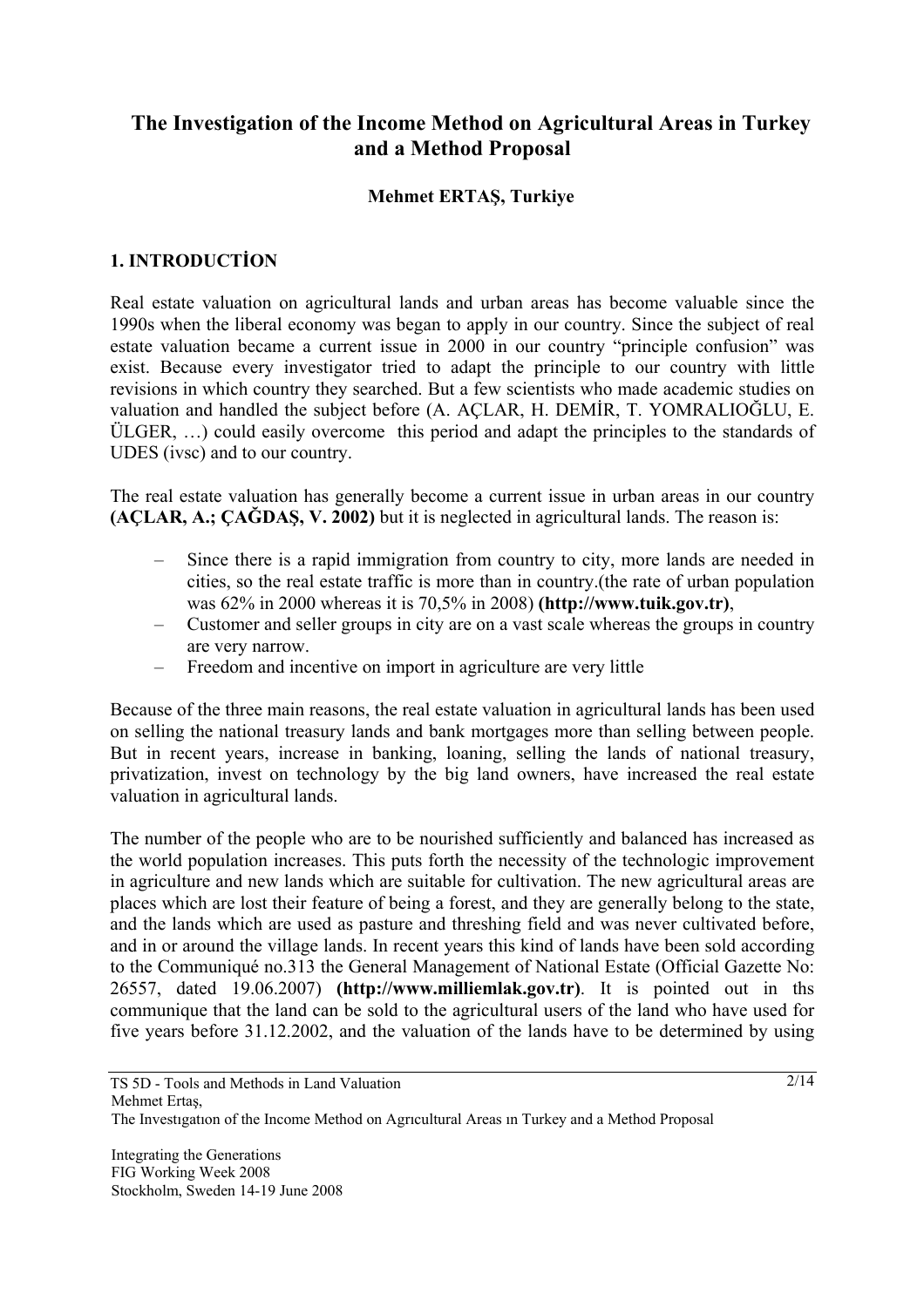# The Investigation of the Income Method on Agricultural Areas in Turkey and a Method Proposal

**Mehmet ERTAŞ, Turkiye**

## 1. INTRODUCTİON

Real estate valuation on agricultural lands and urban areas has become valuable since the 1990s when the liberal economy was began to apply in our country. Since the subject of real estate valuation became a current issue in 2000 in our country "principle confusion" was exist. Because every investigator tried to adapt the principle to our country with little revisions in which country they searched. But a few scientists who made academic studies on valuation and handled the subject before (A. AÇLAR, H. DEMİR, T. YOMRALIOĞLU, E. ÜLGER, …) could easily overcome this period and adapt the principles to the standards of UDES (ivsc) and to our country.

The real estate valuation has generally become a current issue in urban areas in our country **(AÇLAR, A.; ÇAĞDAŞ, V. 2002)** but it is neglected in agricultural lands. The reason is:

- Since there is a rapid immigration from country to city, more lands are needed in cities, so the real estate traffic is more than in country.(the rate of urban population was 62% in 2000 whereas it is 70,5% in 2008) **(http://www.tuik.gov.tr)**,
- Customer and seller groups in city are on a vast scale whereas the groups in country are very narrow.
- Freedom and incentive on import in agriculture are very little

Because of the three main reasons, the real estate valuation in agricultural lands has been used on selling the national treasury lands and bank mortgages more than selling between people. But in recent years, increase in banking, loaning, selling the lands of national treasury, privatization, invest on technology by the big land owners, have increased the real estate valuation in agricultural lands.

The number of the people who are to be nourished sufficiently and balanced has increased as the world population increases. This puts forth the necessity of the technologic improvement in agriculture and new lands which are suitable for cultivation. The new agricultural areas are places which are lost their feature of being a forest, and they are generally belong to the state, and the lands which are used as pasture and threshing field and was never cultivated before, and in or around the village lands. In recent years this kind of lands have been sold according to the Communiqué no.313 the General Management of National Estate (Official Gazette No: 26557, dated 19.06.2007) **(http://www.milliemlak.gov.tr)**. It is pointed out in ths communique that the land can be sold to the agricultural users of the land who have used for five years before 31.12.2002, and the valuation of the lands have to be determined by using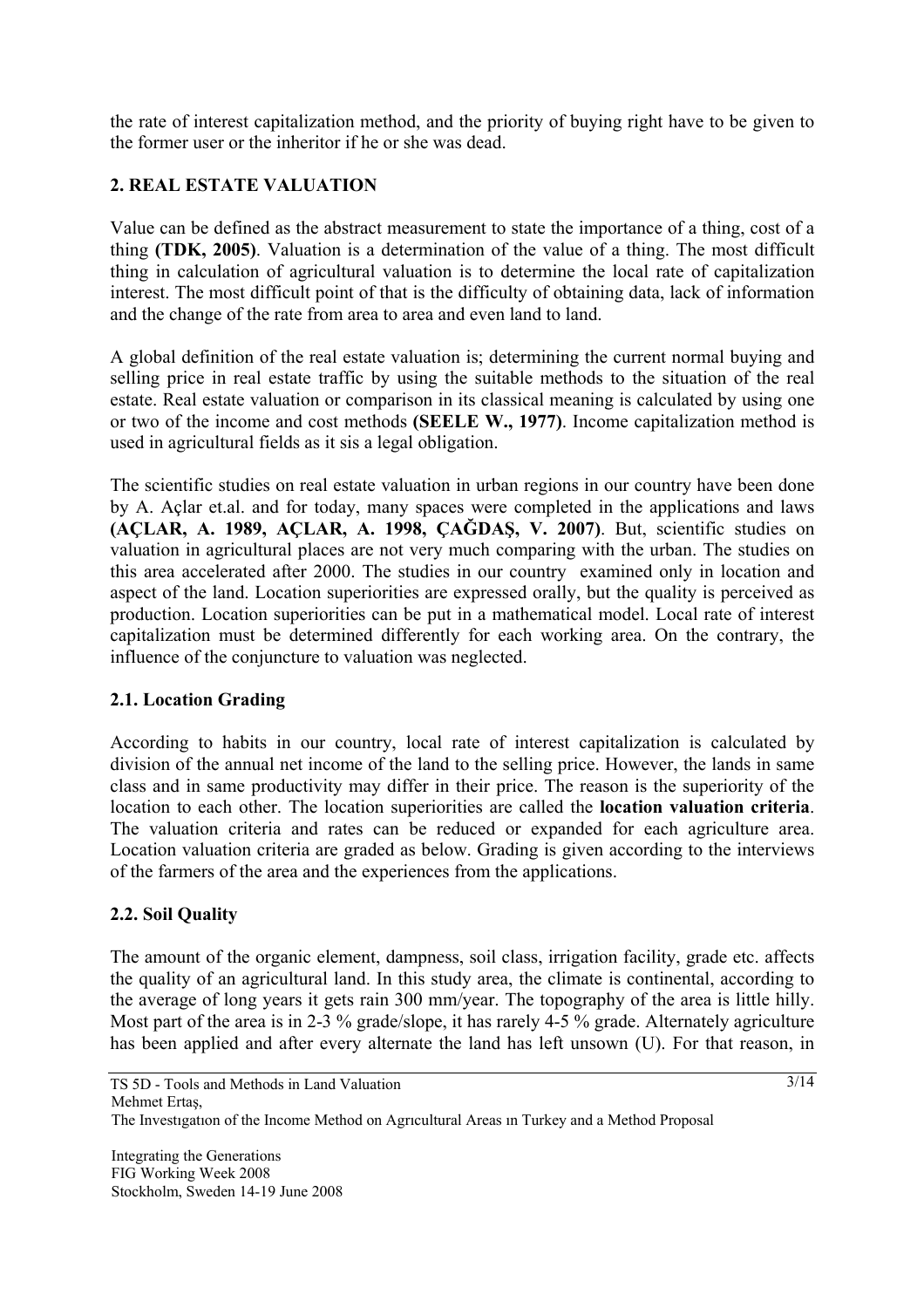the rate of interest capitalization method, and the priority of buying right have to be given to the former user or the inheritor if he or she was dead.

## 2. REAL ESTATE VALUATION

Value can be defined as the abstract measurement to state the importance of a thing, cost of a thing **(TDK, 2005)**. Valuation is a determination of the value of a thing. The most difficult thing in calculation of agricultural valuation is to determine the local rate of capitalization interest. The most difficult point of that is the difficulty of obtaining data, lack of information and the change of the rate from area to area and even land to land.

A global definition of the real estate valuation is; determining the current normal buying and selling price in real estate traffic by using the suitable methods to the situation of the real estate. Real estate valuation or comparison in its classical meaning is calculated by using one or two of the income and cost methods **(SEELE W., 1977)**. Income capitalization method is used in agricultural fields as it sis a legal obligation.

The scientific studies on real estate valuation in urban regions in our country have been done by A. Açlar et.al. and for today, many spaces were completed in the applications and laws **(AÇLAR, A. 1989, AÇLAR, A. 1998, ÇAĞDAŞ, V. 2007)**. But, scientific studies on valuation in agricultural places are not very much comparing with the urban. The studies on this area accelerated after 2000. The studies in our country examined only in location and aspect of the land. Location superiorities are expressed orally, but the quality is perceived as production. Location superiorities can be put in a mathematical model. Local rate of interest capitalization must be determined differently for each working area. On the contrary, the influence of the conjuncture to valuation was neglected.

### 2.1. Location Grading

According to habits in our country, local rate of interest capitalization is calculated by division of the annual net income of the land to the selling price. However, the lands in same class and in same productivity may differ in their price. The reason is the superiority of the location to each other. The location superiorities are called the **location valuation criteria**. The valuation criteria and rates can be reduced or expanded for each agriculture area. Location valuation criteria are graded as below. Grading is given according to the interviews of the farmers of the area and the experiences from the applications.

### 2.2. Soil Quality

The amount of the organic element, dampness, soil class, irrigation facility, grade etc. affects the quality of an agricultural land. In this study area, the climate is continental, according to the average of long years it gets rain 300 mm/year. The topography of the area is little hilly. Most part of the area is in 2-3 % grade/slope, it has rarely 4-5 % grade. Alternately agriculture has been applied and after every alternate the land has left unsown (U). For that reason, in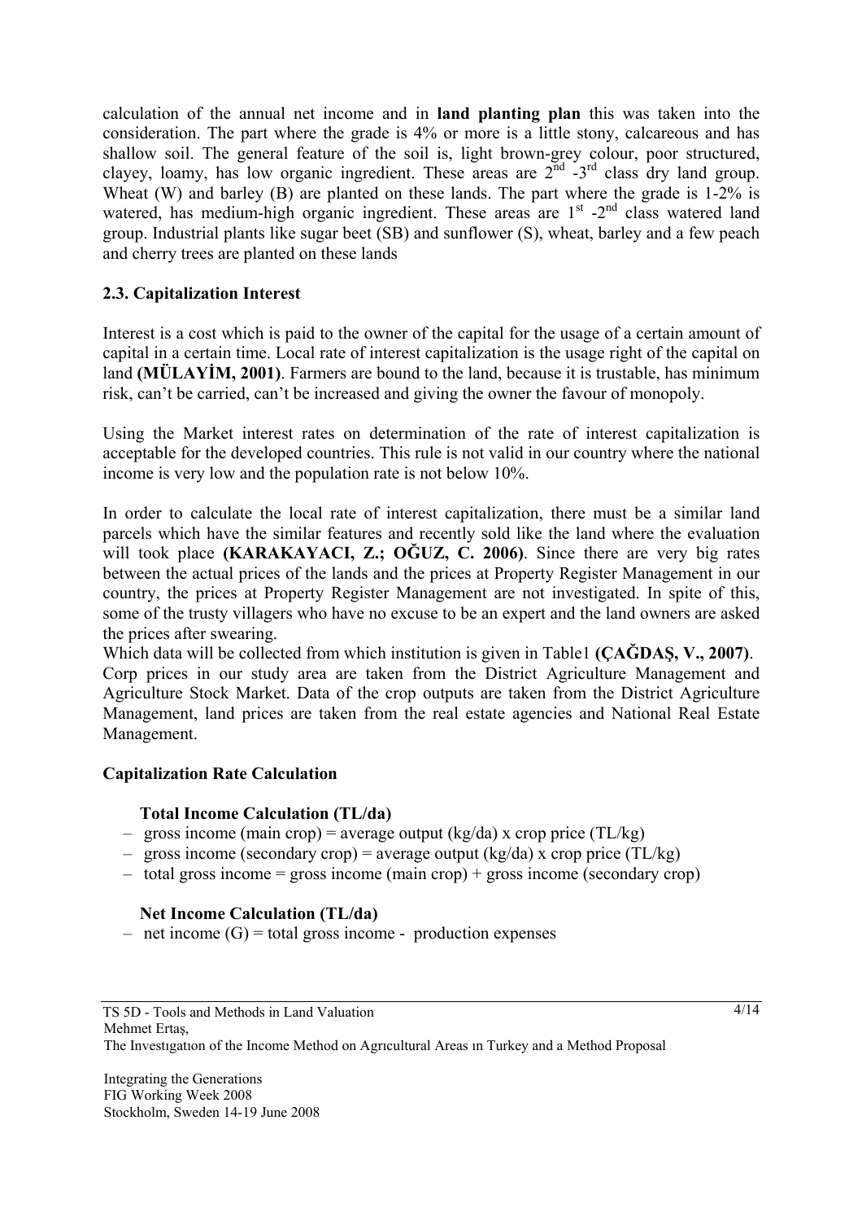calculation of the annual net income and in **land planting plan** this was taken into the consideration. The part where the grade is 4% or more is a little stony, calcareous and has shallow soil. The general feature of the soil is, light brown-grey colour, poor structured, clayey, loamy, has low organic ingredient. These areas are 2[nd] -3[rd] class dry land group. Wheat (W) and barley (B) are planted on these lands. The part where the grade is 1-2% is watered, has medium-high organic ingredient. These areas are 1[st] -2[nd] class watered land group. Industrial plants like sugar beet (SB) and sunflower (S), wheat, barley and a few peach and cherry trees are planted on these lands

### 2.3. Capitalization Interest

Interest is a cost which is paid to the owner of the capital for the usage of a certain amount of capital in a certain time. Local rate of interest capitalization is the usage right of the capital on land **(MÜLAYİM, 2001)**. Farmers are bound to the land, because it is trustable, has minimum risk, can't be carried, can't be increased and giving the owner the favour of monopoly.

Using the Market interest rates on determination of the rate of interest capitalization is acceptable for the developed countries. This rule is not valid in our country where the national income is very low and the population rate is not below 10%.

In order to calculate the local rate of interest capitalization, there must be a similar land parcels which have the similar features and recently sold like the land where the evaluation will took place **(KARAKAYACI, Z.; OĞUZ, C. 2006)**. Since there are very big rates between the actual prices of the lands and the prices at Property Register Management in our country, the prices at Property Register Management are not investigated. In spite of this, some of the trusty villagers who have no excuse to be an expert and the land owners are asked the prices after swearing.

Which data will be collected from which institution is given in Table1 **(ÇAĞDAŞ, V., 2007)**.

Corp prices in our study area are taken from the District Agriculture Management and Agriculture Stock Market. Data of the crop outputs are taken from the District Agriculture Management, land prices are taken from the real estate agencies and National Real Estate Management.

**Capitalization Rate Calculation**

**Total Income Calculation (TL/da)**

- gross income (main crop) = average output (kg/da) x crop price (TL/kg)
- gross income (secondary crop) = average output (kg/da) x crop price (TL/kg)
- total gross income = gross income (main crop) + gross income (secondary crop)

**Net Income Calculation (TL/da)**

- net income (G) = total gross income - production expenses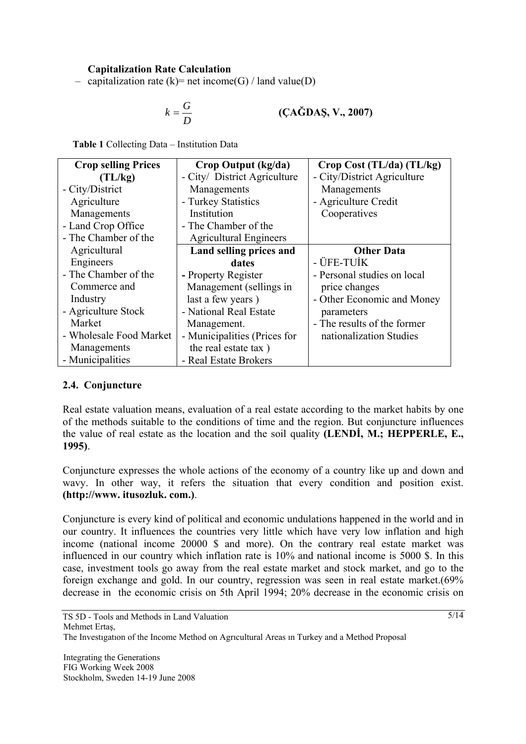**Capitalization Rate Calculation**

– capitalization rate (k)= net income(G) / land value(D)

$$k = \frac{G}{D}$$ **(ÇAĞDAŞ, V., 2007)**

**Table 1** Collecting Data – Institution Data

| **Crop selling Prices (TL/kg)** | **Crop Output (kg/da)** | **Crop Cost (TL/da) (TL/kg)** |
|---|---|---|
| - City/District Agriculture Managements<br>- Land Crop Office<br>- The Chamber of the Agricultural Engineers<br>- The Chamber of the Commerce and Industry<br>- Agriculture Stock Market<br>- Wholesale Food Market Managements<br>- Municipalities | - City/ District Agriculture Managements<br>- Turkey Statistics Institution<br>- The Chamber of the Agricultural Engineers | - City/District Agriculture Managements<br>- Agriculture Credit Cooperatives |
| | **Land selling prices and dates** | **Other Data** |
| | - Property Register Management (sellings in last a few years )<br>- National Real Estate Management.<br>- Municipalities (Prices for the real estate tax )<br>- Real Estate Brokers | - ÜFE-TUİK<br>- Personal studies on local price changes<br>- Other Economic and Money parameters<br>- The results of the former nationalization Studies |

## 2.4. Conjuncture

Real estate valuation means, evaluation of a real estate according to the market habits by one of the methods suitable to the conditions of time and the region. But conjuncture influences the value of real estate as the location and the soil quality **(LENDİ, M.; HEPPERLE, E., 1995)**.

Conjuncture expresses the whole actions of the economy of a country like up and down and wavy. In other way, it refers the situation that every condition and position exist. **(http://www. itusozluk. com.)**.

Conjuncture is every kind of political and economic undulations happened in the world and in our country. It influences the countries very little which have very low inflation and high income (national income 20000 $ and more). On the contrary real estate market was influenced in our country which inflation rate is 10% and national income is 5000 $. In this case, investment tools go away from the real estate market and stock market, and go to the foreign exchange and gold. In our country, regression was seen in real estate market.(69% decrease in the economic crisis on 5th April 1994; 20% decrease in the economic crisis on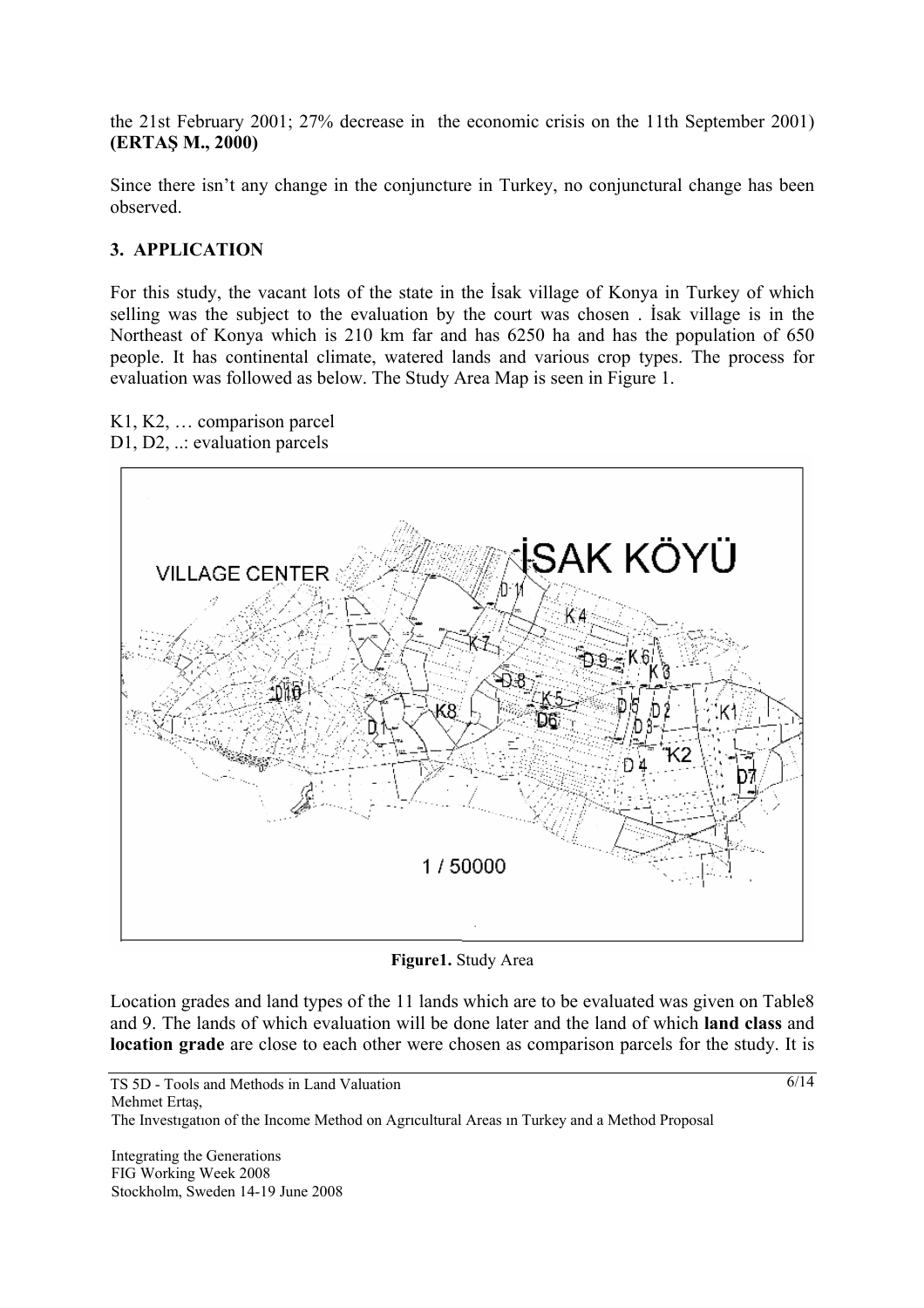the 21st February 2001; 27% decrease in  the economic crisis on the 11th September 2001) **(ERTAŞ M., 2000)**

Since there isn't any change in the conjuncture in Turkey, no conjunctural change has been observed.

## 3. APPLICATION

For this study, the vacant lots of the state in the İsak village of Konya in Turkey of which selling was the subject to the evaluation by the court was chosen . İsak village is in the Northeast of Konya which is 210 km far and has 6250 ha and has the population of 650 people. It has continental climate, watered lands and various crop types. The process for evaluation was followed as below. The Study Area Map is seen in Figure 1.

K1, K2, … comparison parcel
D1, D2, ..: evaluation parcels

**Figure1.** Study Area

Location grades and land types of the 11 lands which are to be evaluated was given on Table8 and 9. The lands of which evaluation will be done later and the land of which **land class** and **location grade** are close to each other were chosen as comparison parcels for the study. It is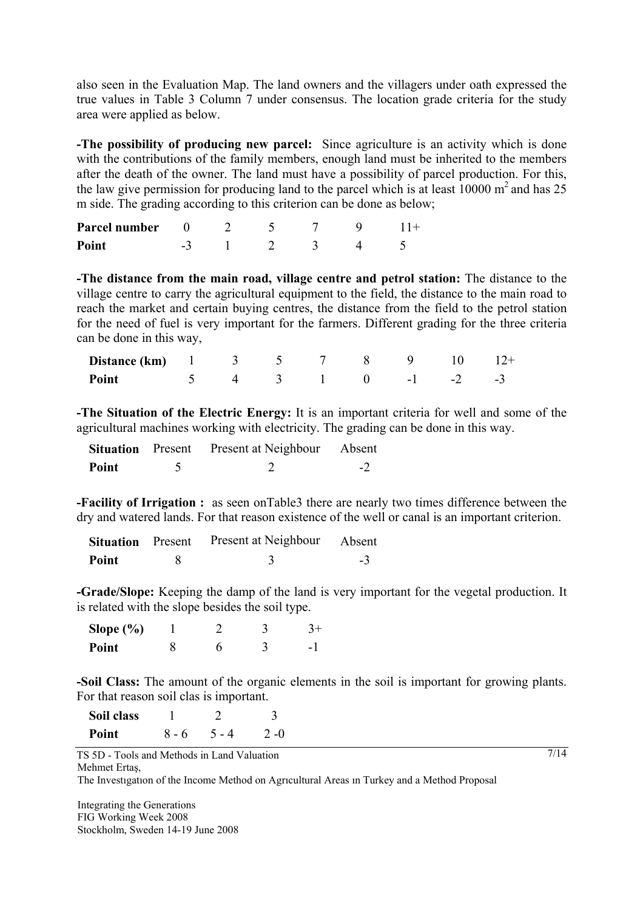also seen in the Evaluation Map. The land owners and the villagers under oath expressed the true values in Table 3 Column 7 under consensus. The location grade criteria for the study area were applied as below.

**-The possibility of producing new parcel:** Since agriculture is an activity which is done with the contributions of the family members, enough land must be inherited to the members after the death of the owner. The land must have a possibility of parcel production. For this, the law give permission for producing land to the parcel which is at least 10000 m$^2$ and has 25 m side. The grading according to this criterion can be done as below;

| **Parcel number** | 0 | 2 | 5 | 7 | 9 | 11+ |
|---|---|---|---|---|---|---|
| **Point** | -3 | 1 | 2 | 3 | 4 | 5 |

**-The distance from the main road, village centre and petrol station:** The distance to the village centre to carry the agricultural equipment to the field, the distance to the main road to reach the market and certain buying centres, the distance from the field to the petrol station for the need of fuel is very important for the farmers. Different grading for the three criteria can be done in this way,

| **Distance (km)** | 1 | 3 | 5 | 7 | 8 | 9 | 10 | 12+ |
|---|---|---|---|---|---|---|---|---|
| **Point** | 5 | 4 | 3 | 1 | 0 | -1 | -2 | -3 |

**-The Situation of the Electric Energy:** It is an important criteria for well and some of the agricultural machines working with electricity. The grading can be done in this way.

| **Situation** | Present | Present at Neighbour | Absent |
|---|---|---|---|
| **Point** | 5 | 2 | -2 |

**-Facility of Irrigation :** as seen onTable3 there are nearly two times difference between the dry and watered lands. For that reason existence of the well or canal is an important criterion.

| **Situation** | Present | Present at Neighbour | Absent |
|---|---|---|---|
| **Point** | 8 | 3 | -3 |

**-Grade/Slope:** Keeping the damp of the land is very important for the vegetal production. It is related with the slope besides the soil type.

| **Slope (%)** | 1 | 2 | 3 | 3+ |
|---|---|---|---|---|
| **Point** | 8 | 6 | 3 | -1 |

**-Soil Class:** The amount of the organic elements in the soil is important for growing plants. For that reason soil clas is important.

| **Soil class** | 1 | 2 | 3 |
|---|---|---|---|
| **Point** | 8 - 6 | 5 - 4 | 2 -0 |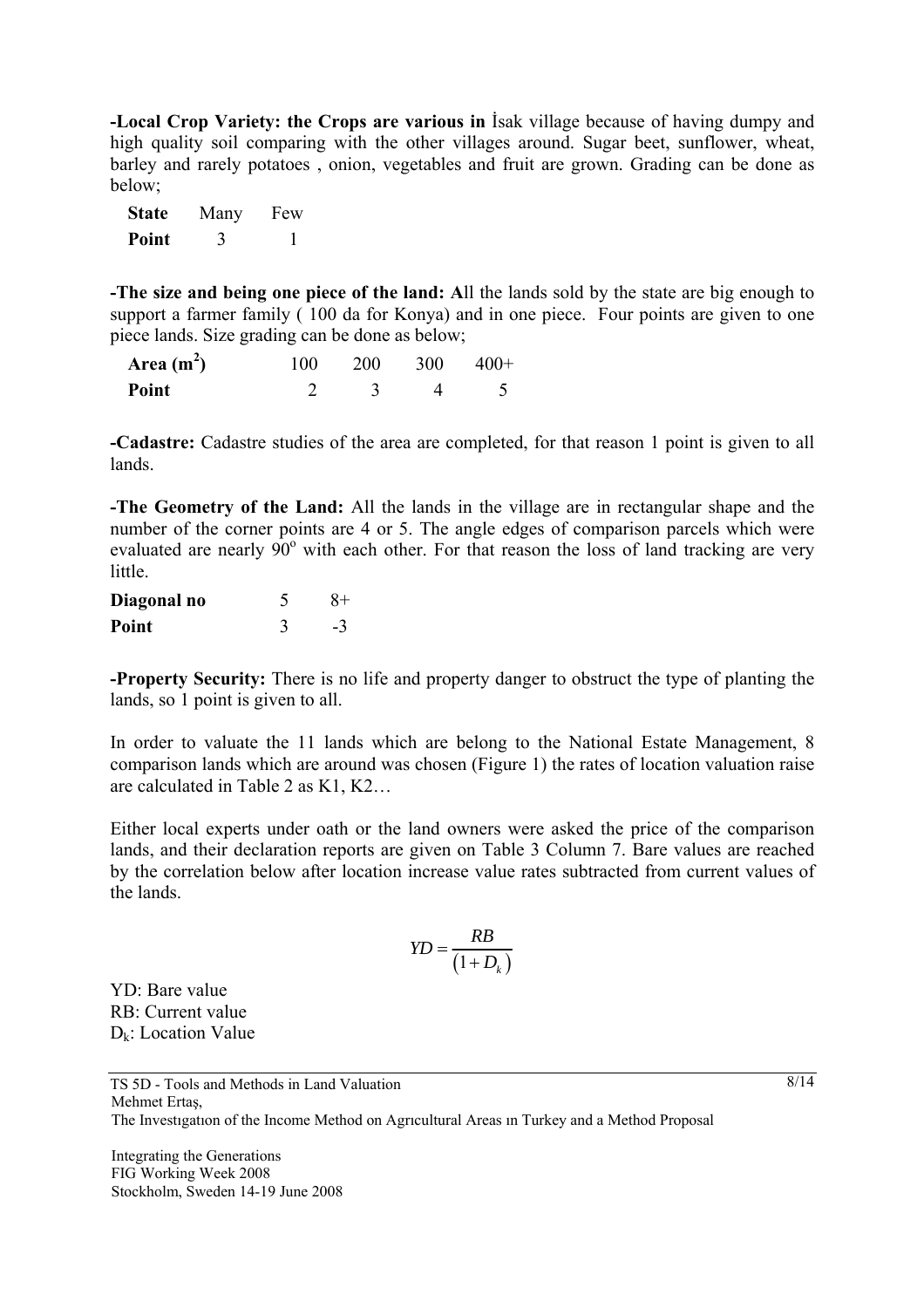**-Local Crop Variety: the Crops are various in** İsak village because of having dumpy and high quality soil comparing with the other villages around. Sugar beet, sunflower, wheat, barley and rarely potatoes , onion, vegetables and fruit are grown. Grading can be done as below;

| **State** | Many | Few |
|---|---|---|
| **Point** | 3 | 1 |

**-The size and being one piece of the land: A**ll the lands sold by the state are big enough to support a farmer family ( 100 da for Konya) and in one piece. Four points are given to one piece lands. Size grading can be done as below;

| **Area ($m^2$)** | 100 | 200 | 300 | 400+ |
|---|---|---|---|---|
| **Point** | 2 | 3 | 4 | 5 |

**-Cadastre:** Cadastre studies of the area are completed, for that reason 1 point is given to all lands.

**-The Geometry of the Land:** All the lands in the village are in rectangular shape and the number of the corner points are 4 or 5. The angle edges of comparison parcels which were evaluated are nearly $90^o$ with each other. For that reason the loss of land tracking are very little.

| **Diagonal no** | 5 | 8+ |
|---|---|---|
| **Point** | 3 | -3 |

**-Property Security:** There is no life and property danger to obstruct the type of planting the lands, so 1 point is given to all.

In order to valuate the 11 lands which are belong to the National Estate Management, 8 comparison lands which are around was chosen (Figure 1) the rates of location valuation raise are calculated in Table 2 as K1, K2…

Either local experts under oath or the land owners were asked the price of the comparison lands, and their declaration reports are given on Table 3 Column 7. Bare values are reached by the correlation below after location increase value rates subtracted from current values of the lands.

$$YD = \frac{RB}{\left(1 + D_k\right)}$$

YD: Bare value
RB: Current value
$D_k$: Location Value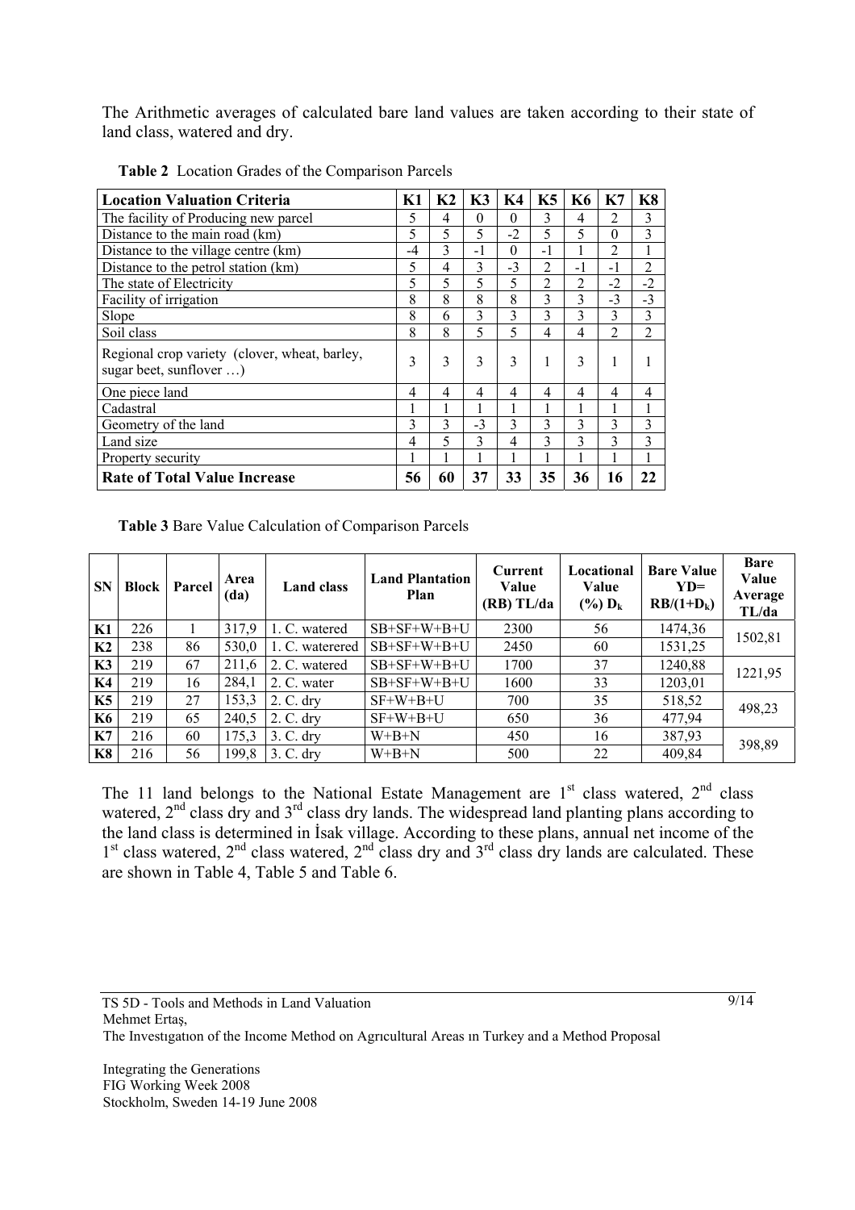The Arithmetic averages of calculated bare land values are taken according to their state of land class, watered and dry.

**Table 2** Location Grades of the Comparison Parcels

| Location Valuation Criteria | K1 | K2 | K3 | K4 | K5 | K6 | K7 | K8 |
|---|---|---|---|---|---|---|---|---|
| The facility of Producing new parcel | 5 | 4 | 0 | 0 | 3 | 4 | 2 | 3 |
| Distance to the main road (km) | 5 | 5 | 5 | -2 | 5 | 5 | 0 | 3 |
| Distance to the village centre (km) | -4 | 3 | -1 | 0 | -1 | 1 | 2 | 1 |
| Distance to the petrol station (km) | 5 | 4 | 3 | -3 | 2 | -1 | -1 | 2 |
| The state of Electricity | 5 | 5 | 5 | 5 | 2 | 2 | -2 | -2 |
| Facility of irrigation | 8 | 8 | 8 | 8 | 3 | 3 | -3 | -3 |
| Slope | 8 | 6 | 3 | 3 | 3 | 3 | 3 | 3 |
| Soil class | 8 | 8 | 5 | 5 | 4 | 4 | 2 | 2 |
| Regional crop variety (clover, wheat, barley, sugar beet, sunflower …) | 3 | 3 | 3 | 3 | 1 | 3 | 1 | 1 |
| One piece land | 4 | 4 | 4 | 4 | 4 | 4 | 4 | 4 |
| Cadastral | 1 | 1 | 1 | 1 | 1 | 1 | 1 | 1 |
| Geometry of the land | 3 | 3 | -3 | 3 | 3 | 3 | 3 | 3 |
| Land size | 4 | 5 | 3 | 4 | 3 | 3 | 3 | 3 |
| Property security | 1 | 1 | 1 | 1 | 1 | 1 | 1 | 1 |
| **Rate of Total Value Increase** | **56** | **60** | **37** | **33** | **35** | **36** | **16** | **22** |

**Table 3** Bare Value Calculation of Comparison Parcels

| SN | Block | Parcel | Area (da) | Land class | Land Plantation Plan | Current Value (RB) TL/da | Locational Value (%) $D_k$ | Bare Value YD= $RB/(1+D_k)$ | Bare Value Average TL/da |
|---|---|---|---|---|---|---|---|---|---|
| K1 | 226 | 1 | 317,9 | 1. C. watered | SB+SF+W+B+U | 2300 | 56 | 1474,36 | 1502,81 |
| K2 | 238 | 86 | 530,0 | 1. C. waterered | SB+SF+W+B+U | 2450 | 60 | 1531,25 | |
| K3 | 219 | 67 | 211,6 | 2. C. watered | SB+SF+W+B+U | 1700 | 37 | 1240,88 | 1221,95 |
| K4 | 219 | 16 | 284,1 | 2. C. water | SB+SF+W+B+U | 1600 | 33 | 1203,01 | |
| K5 | 219 | 27 | 153,3 | 2. C. dry | SF+W+B+U | 700 | 35 | 518,52 | 498,23 |
| K6 | 219 | 65 | 240,5 | 2. C. dry | SF+W+B+U | 650 | 36 | 477,94 | |
| K7 | 216 | 60 | 175,3 | 3. C. dry | W+B+N | 450 | 16 | 387,93 | 398,89 |
| K8 | 216 | 56 | 199,8 | 3. C. dry | W+B+N | 500 | 22 | 409,84 | |

The 11 land belongs to the National Estate Management are 1st class watered, 2nd class watered, 2nd class dry and 3rd class dry lands. The widespread land planting plans according to the land class is determined in İsak village. According to these plans, annual net income of the 1st class watered, 2nd class watered, 2nd class dry and 3rd class dry lands are calculated. These are shown in Table 4, Table 5 and Table 6.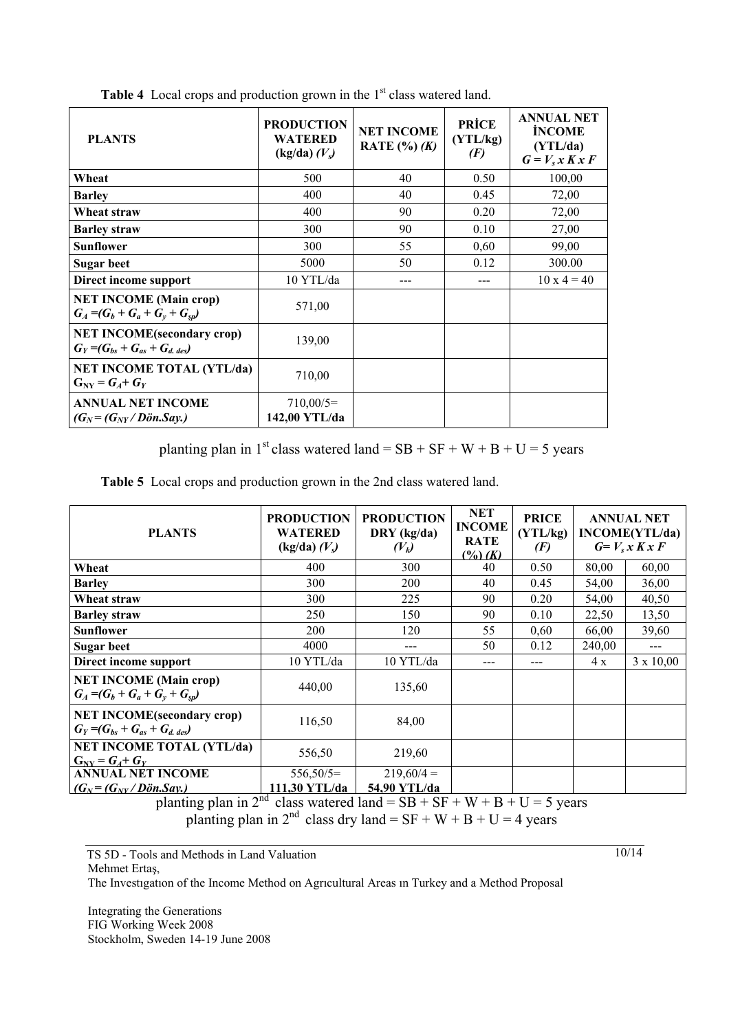**Table 4** Local crops and production grown in the 1st class watered land.

| **PLANTS** | **PRODUCTION WATERED (kg/da)** $(V_s)$ | **NET INCOME RATE (%)** $(K)$ | **PRİCE (YTL/kg)** $(F)$ | **ANNUAL NET İNCOME (YTL/da)** $G = V_s \times K \times F$ |
|---|---|---|---|---|
| **Wheat** | 500 | 40 | 0.50 | 100,00 |
| **Barley** | 400 | 40 | 0.45 | 72,00 |
| **Wheat straw** | 400 | 90 | 0.20 | 72,00 |
| **Barley straw** | 300 | 90 | 0.10 | 27,00 |
| **Sunflower** | 300 | 55 | 0,60 | 99,00 |
| **Sugar beet** | 5000 | 50 | 0.12 | 300.00 |
| **Direct income support** | 10 YTL/da | --- | --- | 10 x 4 = 40 |
| **NET INCOME (Main crop)** $G_A = (G_b + G_a + G_y + G_{sp})$ | 571,00 | | | |
| **NET INCOME(secondary crop)** $G_Y = (G_{bs} + G_{as} + G_{d.\ des})$ | 139,00 | | | |
| **NET INCOME TOTAL (YTL/da)** $G_{NY} = G_A + G_Y$ | 710,00 | | | |
| **ANNUAL NET INCOME** $(G_N = (G_{NY} / Dön.Say.)$ | 710,00/5= **142,00 YTL/da** | | | |

planting plan in 1st class watered land = SB + SF + W + B + U = 5 years

**Table 5** Local crops and production grown in the 2nd class watered land.

| **PLANTS** | **PRODUCTION WATERED (kg/da)** $(V_s)$ | **PRODUCTION DRY (kg/da)** $(V_k)$ | **NET INCOME RATE (%)** $(K)$ | **PRICE (YTL/kg)** $(F)$ | **ANNUAL NET INCOME(YTL/da)** $G = V_s \times K \times F$ | |
|---|---|---|---|---|---|---|
| **Wheat** | 400 | 300 | 40 | 0.50 | 80,00 | 60,00 |
| **Barley** | 300 | 200 | 40 | 0.45 | 54,00 | 36,00 |
| **Wheat straw** | 300 | 225 | 90 | 0.20 | 54,00 | 40,50 |
| **Barley straw** | 250 | 150 | 90 | 0.10 | 22,50 | 13,50 |
| **Sunflower** | 200 | 120 | 55 | 0,60 | 66,00 | 39,60 |
| **Sugar beet** | 4000 | --- | 50 | 0.12 | 240,00 | --- |
| **Direct income support** | 10 YTL/da | 10 YTL/da | --- | --- | 4 x | 3 x 10,00 |
| **NET INCOME (Main crop)** $G_A = (G_b + G_a + G_y + G_{sp})$ | 440,00 | 135,60 | | | | |
| **NET INCOME(secondary crop)** $G_Y = (G_{bs} + G_{as} + G_{d.\ des})$ | 116,50 | 84,00 | | | | |
| **NET INCOME TOTAL (YTL/da)** $G_{NY} = G_A + G_Y$ | 556,50 | 219,60 | | | | |
| **ANNUAL NET INCOME** $(G_N = (G_{NY} / Dön.Say.)$ | 556,50/5= **111,30 YTL/da** | 219,60/4 = **54,90 YTL/da** | | | | |

planting plan in 2nd class watered land = SB + SF + W + B + U = 5 years

planting plan in 2nd class dry land = SF + W + B + U = 4 years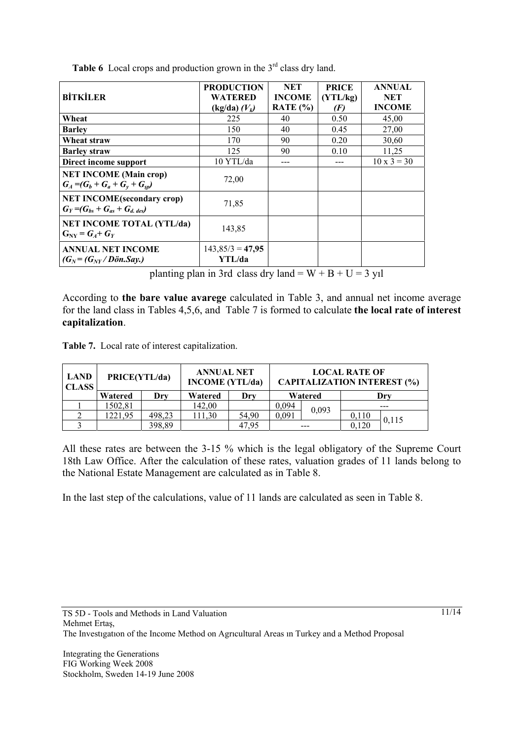**Table 6** Local crops and production grown in the 3rd class dry land.

| **BİTKİLER** | **PRODUCTION WATERED (kg/da) *($V_k$)*** | **NET INCOME RATE (%)** | **PRICE (YTL/kg) *(F)*** | **ANNUAL NET INCOME** |
|---|---|---|---|---|
| **Wheat** | 225 | 40 | 0.50 | 45,00 |
| **Barley** | 150 | 40 | 0.45 | 27,00 |
| **Wheat straw** | 170 | 90 | 0.20 | 30,60 |
| **Barley straw** | 125 | 90 | 0.10 | 11,25 |
| **Direct income support** | 10 YTL/da | --- | --- | 10 x 3 = 30 |
| **NET INCOME (Main crop)** $G_A = (G_b + G_a + G_y + G_{sp})$ | 72,00 | | | |
| **NET INCOME(secondary crop)** $G_Y = (G_{bs} + G_{as} + G_{d.\,des})$ | 71,85 | | | |
| **NET INCOME TOTAL (YTL/da)** $G_{NY} = G_A + G_Y$ | 143,85 | | | |
| **ANNUAL NET INCOME** $(G_N = (G_{NY} / Dön.Say.)$ | 143,85/3 = **47,95 YTL/da** | | | |

planting plan in 3rd class dry land = W + B + U = 3 yıl

According to **the bare value avarege** calculated in Table 3, and annual net income average for the land class in Tables 4,5,6, and Table 7 is formed to calculate **the local rate of interest capitalization**.

**Table 7.** Local rate of interest capitalization.

| **LAND CLASS** | **PRICE(YTL/da)** | | **ANNUAL NET INCOME (YTL/da)** | | **LOCAL RATE OF CAPITALIZATION INTEREST (%)** | | | |
|---|---|---|---|---|---|---|---|---|
| | **Watered** | **Dry** | **Watered** | **Dry** | **Watered** | | **Dry** | |
| 1 | 1502,81 | | 142,00 | | 0,094 | 0,093 | --- | |
| 2 | 1221,95 | 498,23 | 111,30 | 54,90 | 0,091 | | 0,110 | 0,115 |
| 3 | | 398,89 | | 47,95 | --- | | 0,120 | |

All these rates are between the 3-15 % which is the legal obligatory of the Supreme Court 18th Law Office. After the calculation of these rates, valuation grades of 11 lands belong to the National Estate Management are calculated as in Table 8.

In the last step of the calculations, value of 11 lands are calculated as seen in Table 8.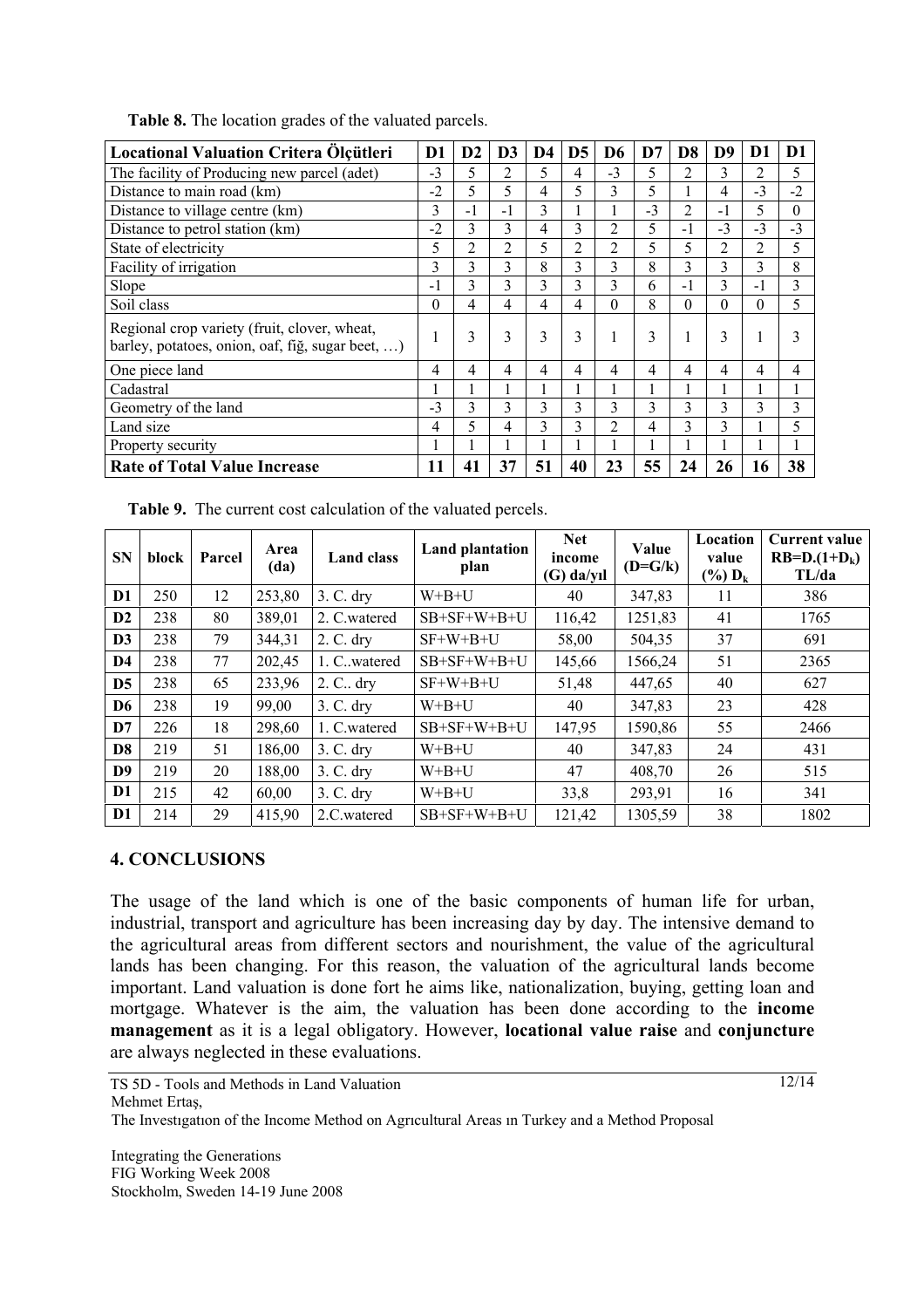**Table 8.** The location grades of the valuated parcels.

| Locational Valuation Critera Ölçütleri | D1 | D2 | D3 | D4 | D5 | D6 | D7 | D8 | D9 | D1 | D1 |
|---|---|---|---|---|---|---|---|---|---|---|---|
| The facility of Producing new parcel (adet) | -3 | 5 | 2 | 5 | 4 | -3 | 5 | 2 | 3 | 2 | 5 |
| Distance to main road (km) | -2 | 5 | 5 | 4 | 5 | 3 | 5 | 1 | 4 | -3 | -2 |
| Distance to village centre (km) | 3 | -1 | -1 | 3 | 1 | 1 | -3 | 2 | -1 | 5 | 0 |
| Distance to petrol station (km) | -2 | 3 | 3 | 4 | 3 | 2 | 5 | -1 | -3 | -3 | -3 |
| State of electricity | 5 | 2 | 2 | 5 | 2 | 2 | 5 | 5 | 2 | 2 | 5 |
| Facility of irrigation | 3 | 3 | 3 | 8 | 3 | 3 | 8 | 3 | 3 | 3 | 8 |
| Slope | -1 | 3 | 3 | 3 | 3 | 3 | 6 | -1 | 3 | -1 | 3 |
| Soil class | 0 | 4 | 4 | 4 | 4 | 0 | 8 | 0 | 0 | 0 | 5 |
| Regional crop variety (fruit, clover, wheat, barley, potatoes, onion, oaf, fiğ, sugar beet, …) | 1 | 3 | 3 | 3 | 3 | 1 | 3 | 1 | 3 | 1 | 3 |
| One piece land | 4 | 4 | 4 | 4 | 4 | 4 | 4 | 4 | 4 | 4 | 4 |
| Cadastral | 1 | 1 | 1 | 1 | 1 | 1 | 1 | 1 | 1 | 1 | 1 |
| Geometry of the land | -3 | 3 | 3 | 3 | 3 | 3 | 3 | 3 | 3 | 3 | 3 |
| Land size | 4 | 5 | 4 | 3 | 3 | 2 | 4 | 3 | 3 | 1 | 5 |
| Property security | 1 | 1 | 1 | 1 | 1 | 1 | 1 | 1 | 1 | 1 | 1 |
| **Rate of Total Value Increase** | **11** | **41** | **37** | **51** | **40** | **23** | **55** | **24** | **26** | **16** | **38** |

**Table 9.** The current cost calculation of the valuated percels.

| SN | block | Parcel | Area (da) | Land class | Land plantation plan | Net income (G) da/yıl | Value (D=G/k) | Location value (%) $D_k$ | Current value $RB=D.(1+D_k)$ TL/da |
|---|---|---|---|---|---|---|---|---|---|
| **D1** | 250 | 12 | 253,80 | 3. C. dry | W+B+U | 40 | 347,83 | 11 | 386 |
| **D2** | 238 | 80 | 389,01 | 2. C.watered | SB+SF+W+B+U | 116,42 | 1251,83 | 41 | 1765 |
| **D3** | 238 | 79 | 344,31 | 2. C. dry | SF+W+B+U | 58,00 | 504,35 | 37 | 691 |
| **D4** | 238 | 77 | 202,45 | 1. C..watered | SB+SF+W+B+U | 145,66 | 1566,24 | 51 | 2365 |
| **D5** | 238 | 65 | 233,96 | 2. C.. dry | SF+W+B+U | 51,48 | 447,65 | 40 | 627 |
| **D6** | 238 | 19 | 99,00 | 3. C. dry | W+B+U | 40 | 347,83 | 23 | 428 |
| **D7** | 226 | 18 | 298,60 | 1. C.watered | SB+SF+W+B+U | 147,95 | 1590,86 | 55 | 2466 |
| **D8** | 219 | 51 | 186,00 | 3. C. dry | W+B+U | 40 | 347,83 | 24 | 431 |
| **D9** | 219 | 20 | 188,00 | 3. C. dry | W+B+U | 47 | 408,70 | 26 | 515 |
| **D1** | 215 | 42 | 60,00 | 3. C. dry | W+B+U | 33,8 | 293,91 | 16 | 341 |
| **D1** | 214 | 29 | 415,90 | 2.C.watered | SB+SF+W+B+U | 121,42 | 1305,59 | 38 | 1802 |

## 4. CONCLUSIONS

The usage of the land which is one of the basic components of human life for urban, industrial, transport and agriculture has been increasing day by day. The intensive demand to the agricultural areas from different sectors and nourishment, the value of the agricultural lands has been changing. For this reason, the valuation of the agricultural lands become important. Land valuation is done fort he aims like, nationalization, buying, getting loan and mortgage. Whatever is the aim, the valuation has been done according to the **income management** as it is a legal obligatory. However, **locational value raise** and **conjuncture** are always neglected in these evaluations.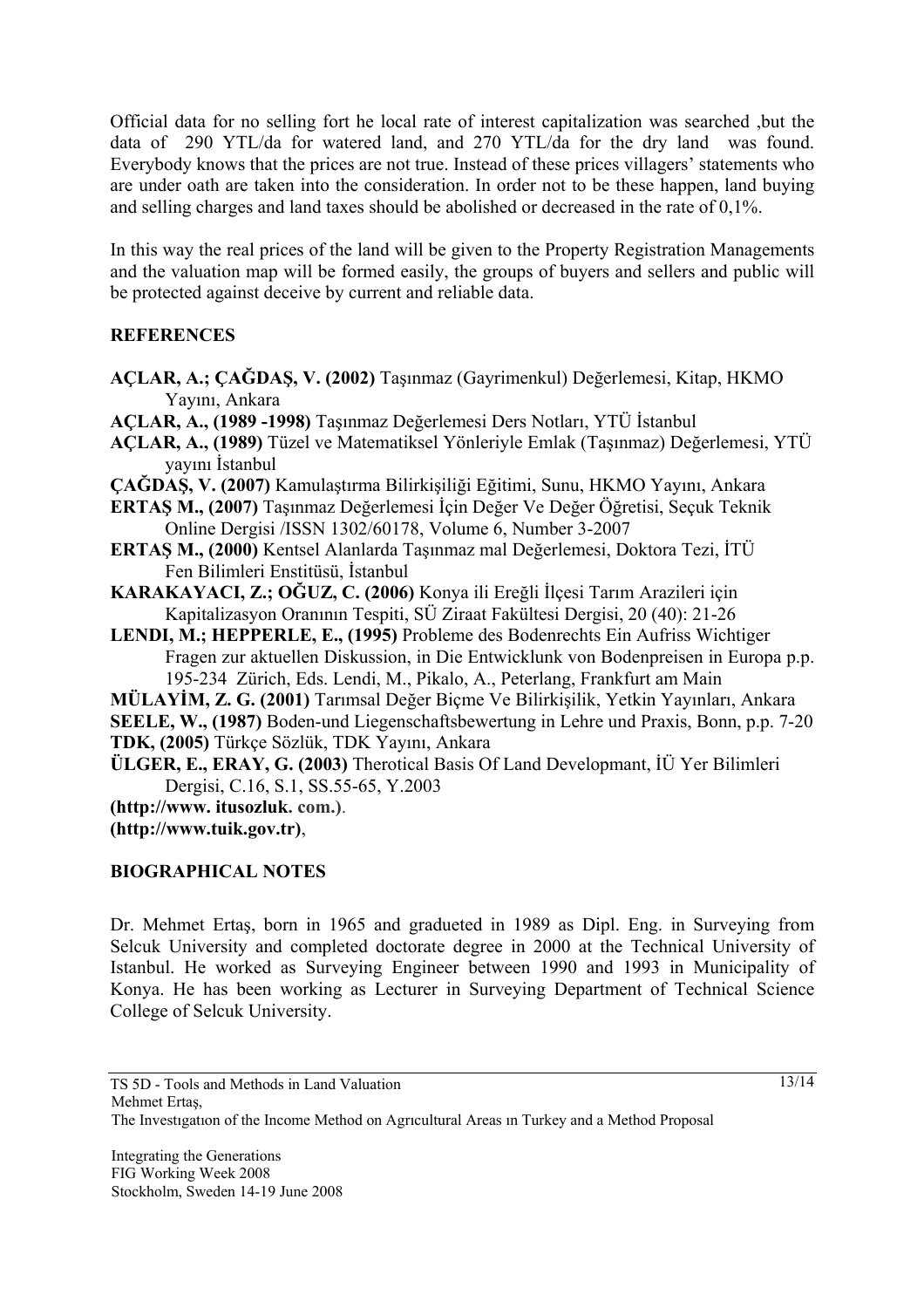Official data for no selling fort he local rate of interest capitalization was searched ,but the data of 290 YTL/da for watered land, and 270 YTL/da for the dry land was found. Everybody knows that the prices are not true. Instead of these prices villagers' statements who are under oath are taken into the consideration. In order not to be these happen, land buying and selling charges and land taxes should be abolished or decreased in the rate of 0,1%.

In this way the real prices of the land will be given to the Property Registration Managements and the valuation map will be formed easily, the groups of buyers and sellers and public will be protected against deceive by current and reliable data.

## REFERENCES

**AÇLAR, A.; ÇAĞDAŞ, V. (2002)** Taşınmaz (Gayrimenkul) Değerlemesi, Kitap, HKMO Yayını, Ankara

**AÇLAR, A., (1989 -1998)** Taşınmaz Değerlemesi Ders Notları, YTÜ İstanbul

**AÇLAR, A., (1989)** Tüzel ve Matematiksel Yönleriyle Emlak (Taşınmaz) Değerlemesi, YTÜ yayını İstanbul

**ÇAĞDAŞ, V. (2007)** Kamulaştırma Bilirkişiliği Eğitimi, Sunu, HKMO Yayını, Ankara

**ERTAŞ M., (2007)** Taşınmaz Değerlemesi İçin Değer Ve Değer Öğretisi, Seçuk Teknik Online Dergisi /ISSN 1302/60178, Volume 6, Number 3-2007

**ERTAŞ M., (2000)** Kentsel Alanlarda Taşınmaz mal Değerlemesi, Doktora Tezi, İTÜ Fen Bilimleri Enstitüsü, İstanbul

**KARAKAYACI, Z.; OĞUZ, C. (2006)** Konya ili Ereğli İlçesi Tarım Arazileri için Kapitalizasyon Oranının Tespiti, SÜ Ziraat Fakültesi Dergisi, 20 (40): 21-26

**LENDI, M.; HEPPERLE, E., (1995)** Probleme des Bodenrechts Ein Aufriss Wichtiger Fragen zur aktuellen Diskussion, in Die Entwicklunk von Bodenpreisen in Europa p.p. 195-234 Zürich, Eds. Lendi, M., Pikalo, A., Peterlang, Frankfurt am Main

**MÜLAYİM, Z. G. (2001)** Tarımsal Değer Biçme Ve Bilirkişilik, Yetkin Yayınları, Ankara

**SEELE, W., (1987)** Boden-und Liegenschaftsbewertung in Lehre und Praxis, Bonn, p.p. 7-20

**TDK, (2005)** Türkçe Sözlük, TDK Yayını, Ankara

**ÜLGER, E., ERAY, G. (2003)** Therotical Basis Of Land Developmant, İÜ Yer Bilimleri Dergisi, C.16, S.1, SS.55-65, Y.2003

**(http://www. itusozluk. com.)**.

**(http://www.tuik.gov.tr)**,

## BIOGRAPHICAL NOTES

Dr. Mehmet Ertaş, born in 1965 and gradueted in 1989 as Dipl. Eng. in Surveying from Selcuk University and completed doctorate degree in 2000 at the Technical University of Istanbul. He worked as Surveying Engineer between 1990 and 1993 in Municipality of Konya. He has been working as Lecturer in Surveying Department of Technical Science College of Selcuk University.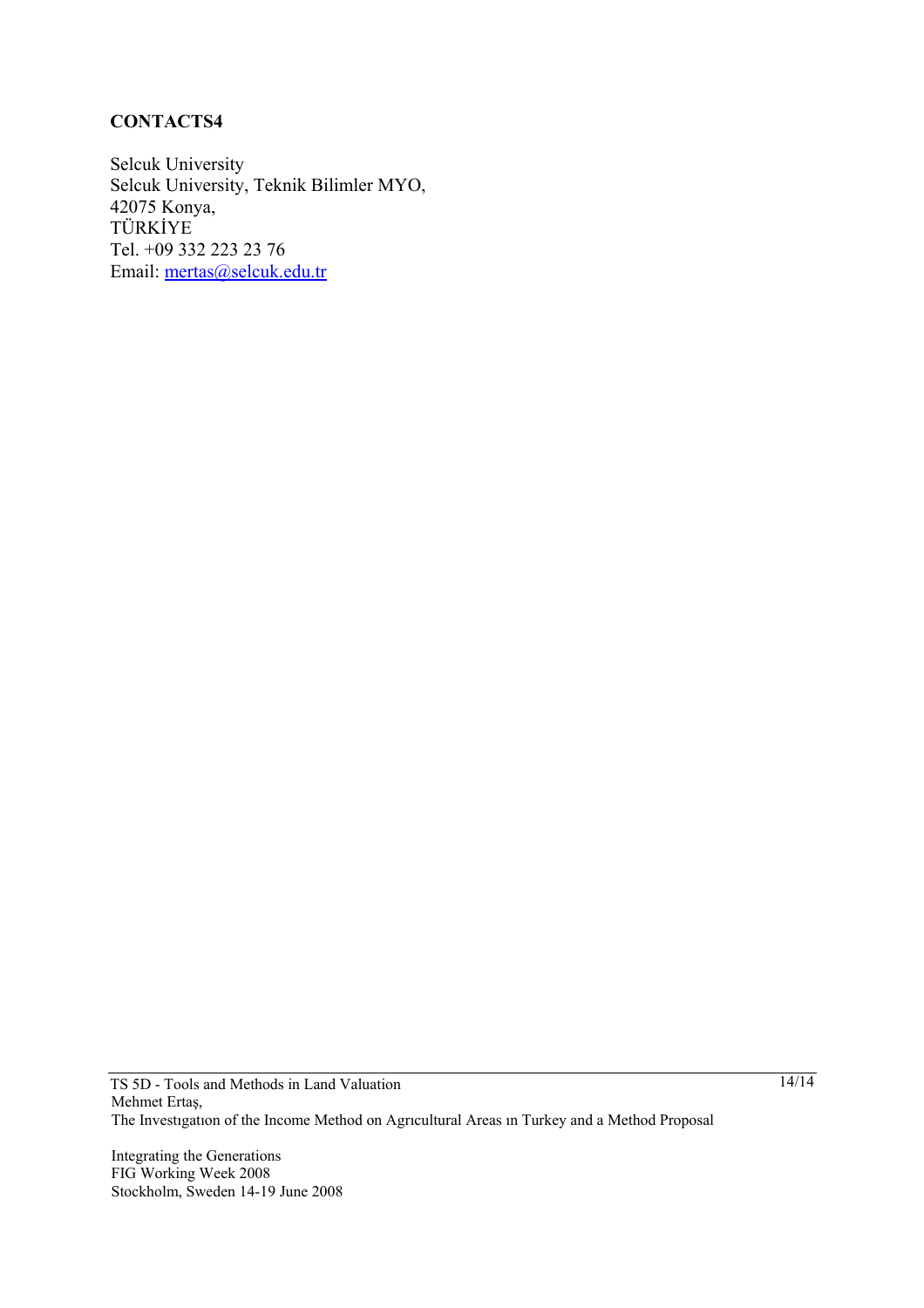**CONTACTS4**

Selcuk University  
Selcuk University, Teknik Bilimler MYO,  
42075 Konya,  
TÜRKİYE  
Tel. +09 332 223 23 76  
Email: mertas@selcuk.edu.tr